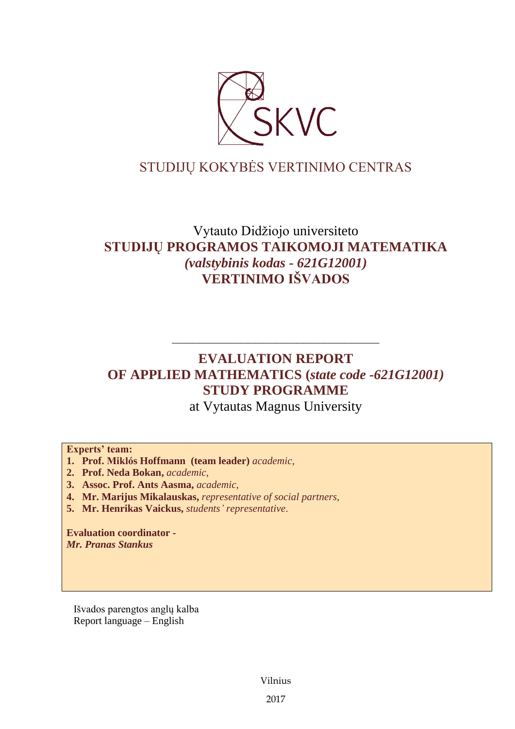SKVC

STUDIJŲ KOKYBĖS VERTINIMO CENTRAS

Vytauto Didžiojo universiteto

# STUDIJŲ PROGRAMOS TAIKOMOJI MATEMATIKA

***(valstybinis kodas - 621G12001)***

# VERTINIMO IŠVADOS

---

# EVALUATION REPORT

# OF APPLIED MATHEMATICS (*state code -621G12001)*

# STUDY PROGRAMME

at Vytautas Magnus University

**Experts' team:**

1. **Prof. Miklós Hoffmann (team leader)** *academic,*
2. **Prof. Neda Bokan,** *academic,*
3. **Assoc. Prof. Ants Aasma,** *academic,*
4. **Mr. Marijus Mikalauskas,** *representative of social partners,*
5. **Mr. Henrikas Vaickus,** *students' representative.*

**Evaluation coordinator -**
***Mr. Pranas Stankus***

Išvados parengtos anglų kalba
Report language – English

Vilnius

2017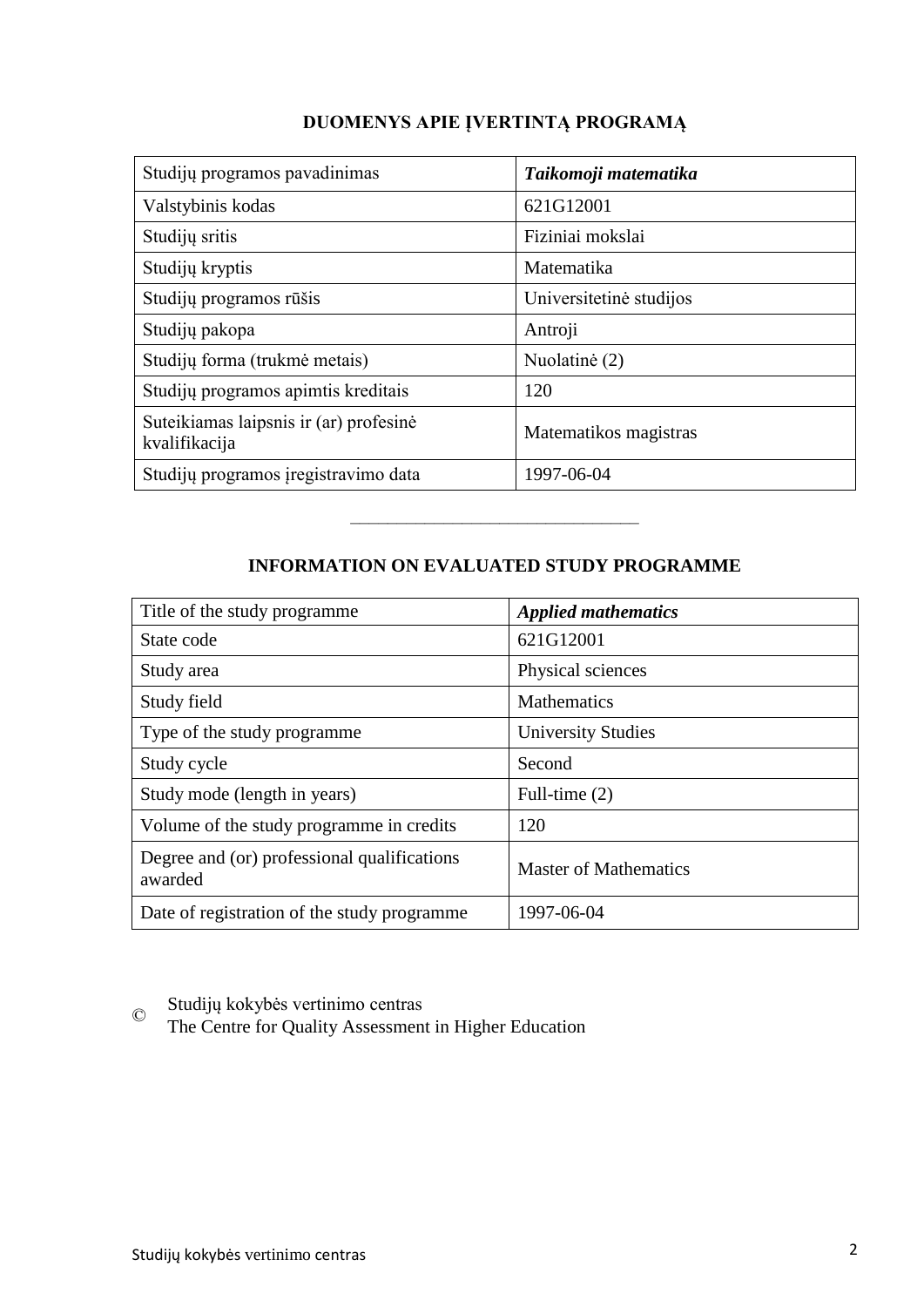## DUOMENYS APIE ĮVERTINTĄ PROGRAMĄ

| Studijų programos pavadinimas | ***Taikomoji matematika*** |
|---|---|
| Valstybinis kodas | 621G12001 |
| Studijų sritis | Fiziniai mokslai |
| Studijų kryptis | Matematika |
| Studijų programos rūšis | Universitetinė studijos |
| Studijų pakopa | Antroji |
| Studijų forma (trukmė metais) | Nuolatinė (2) |
| Studijų programos apimtis kreditais | 120 |
| Suteikiamas laipsnis ir (ar) profesinė kvalifikacija | Matematikos magistras |
| Studijų programos įregistravimo data | 1997-06-04 |

---

## INFORMATION ON EVALUATED STUDY PROGRAMME

| Title of the study programme | ***Applied mathematics*** |
|---|---|
| State code | 621G12001 |
| Study area | Physical sciences |
| Study field | Mathematics |
| Type of the study programme | University Studies |
| Study cycle | Second |
| Study mode (length in years) | Full-time (2) |
| Volume of the study programme in credits | 120 |
| Degree and (or) professional qualifications awarded | Master of Mathematics |
| Date of registration of the study programme | 1997-06-04 |

© Studijų kokybės vertinimo centras
The Centre for Quality Assessment in Higher Education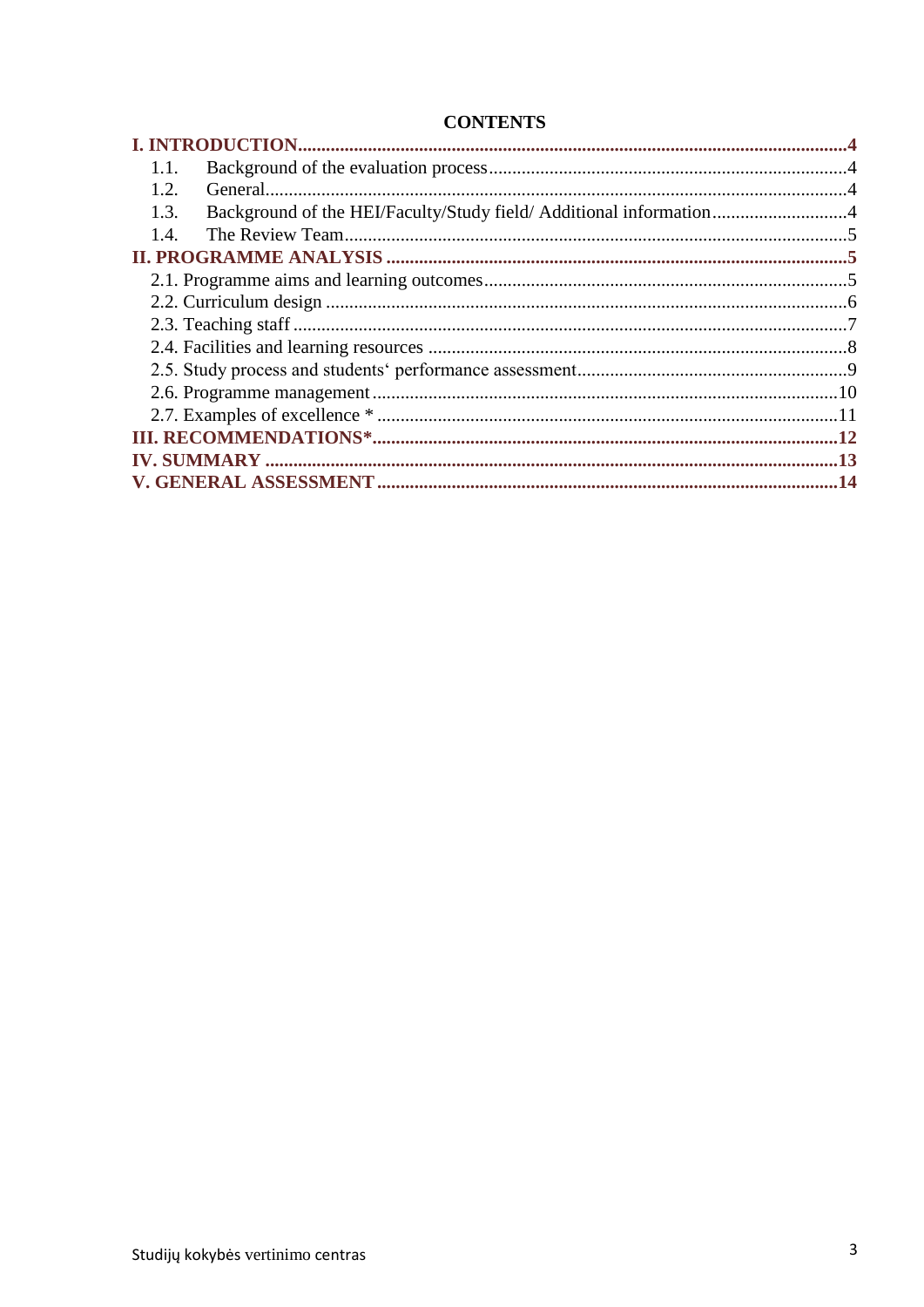# CONTENTS

**I. INTRODUCTION....................................................................................................................4**

1.1. Background of the evaluation process.............................................................................4
1.2. General.............................................................................................................................4
1.3. Background of the HEI/Faculty/Study field/ Additional information.............................4
1.4. The Review Team.............................................................................................................5

**II. PROGRAMME ANALYSIS ..................................................................................................5**

2.1. Programme aims and learning outcomes..............................................................................5
2.2. Curriculum design ...............................................................................................................6
2.3. Teaching staff .......................................................................................................................7
2.4. Facilities and learning resources ..........................................................................................8
2.5. Study process and students‘ performance assessment..........................................................9
2.6. Programme management ....................................................................................................10
2.7. Examples of excellence * ...................................................................................................11

**III. RECOMMENDATIONS*...................................................................................................12**

**IV. SUMMARY .........................................................................................................................13**

**V. GENERAL ASSESSMENT ..................................................................................................14**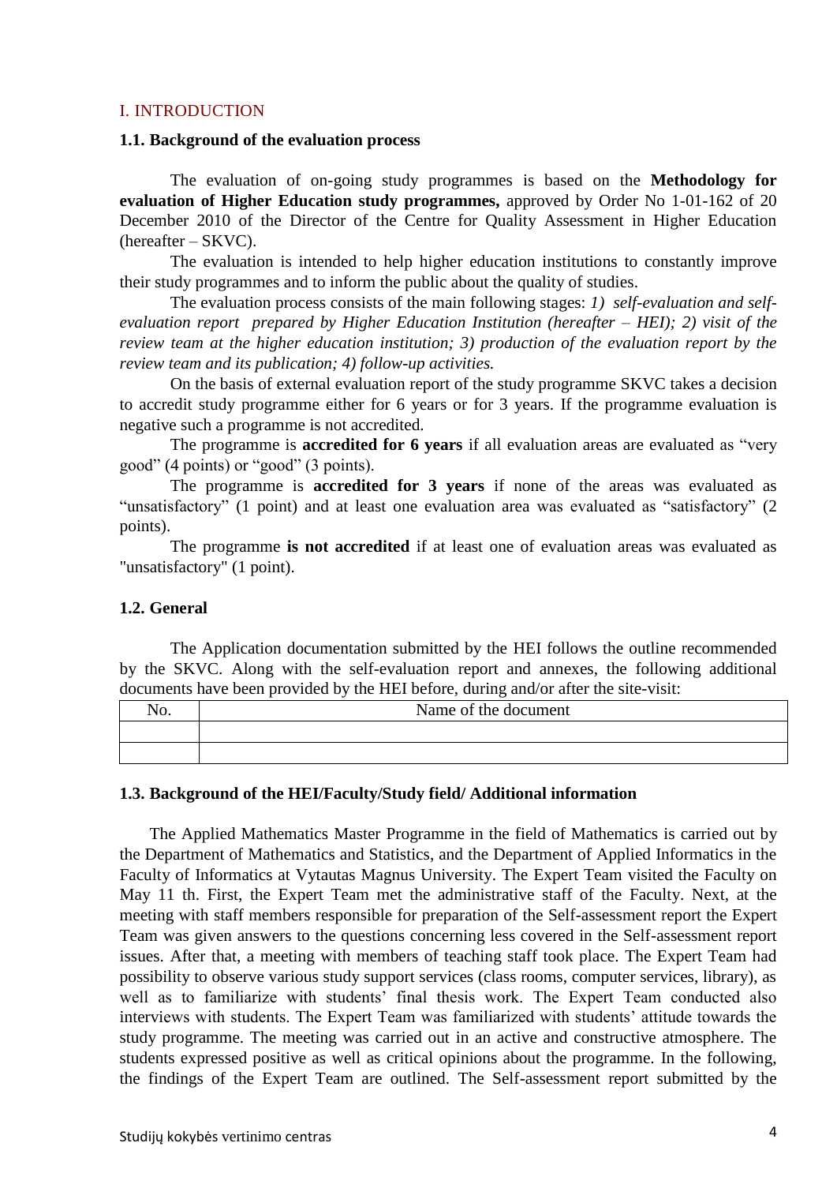## I. INTRODUCTION

### 1.1. Background of the evaluation process

The evaluation of on-going study programmes is based on the **Methodology for evaluation of Higher Education study programmes,** approved by Order No 1-01-162 of 20 December 2010 of the Director of the Centre for Quality Assessment in Higher Education (hereafter – SKVC).

The evaluation is intended to help higher education institutions to constantly improve their study programmes and to inform the public about the quality of studies.

The evaluation process consists of the main following stages: *1) self-evaluation and self-evaluation report prepared by Higher Education Institution (hereafter – HEI); 2) visit of the review team at the higher education institution; 3) production of the evaluation report by the review team and its publication; 4) follow-up activities.*

On the basis of external evaluation report of the study programme SKVC takes a decision to accredit study programme either for 6 years or for 3 years. If the programme evaluation is negative such a programme is not accredited.

The programme is **accredited for 6 years** if all evaluation areas are evaluated as "very good" (4 points) or "good" (3 points).

The programme is **accredited for 3 years** if none of the areas was evaluated as "unsatisfactory" (1 point) and at least one evaluation area was evaluated as "satisfactory" (2 points).

The programme **is not accredited** if at least one of evaluation areas was evaluated as "unsatisfactory" (1 point).

### 1.2. General

The Application documentation submitted by the HEI follows the outline recommended by the SKVC. Along with the self-evaluation report and annexes, the following additional documents have been provided by the HEI before, during and/or after the site-visit:

| No. | Name of the document |
|---|---|
| | |
| | |

### 1.3. Background of the HEI/Faculty/Study field/ Additional information

The Applied Mathematics Master Programme in the field of Mathematics is carried out by the Department of Mathematics and Statistics, and the Department of Applied Informatics in the Faculty of Informatics at Vytautas Magnus University. The Expert Team visited the Faculty on May 11 th. First, the Expert Team met the administrative staff of the Faculty. Next, at the meeting with staff members responsible for preparation of the Self-assessment report the Expert Team was given answers to the questions concerning less covered in the Self-assessment report issues. After that, a meeting with members of teaching staff took place. The Expert Team had possibility to observe various study support services (class rooms, computer services, library), as well as to familiarize with students' final thesis work. The Expert Team conducted also interviews with students. The Expert Team was familiarized with students' attitude towards the study programme. The meeting was carried out in an active and constructive atmosphere. The students expressed positive as well as critical opinions about the programme. In the following, the findings of the Expert Team are outlined. The Self-assessment report submitted by the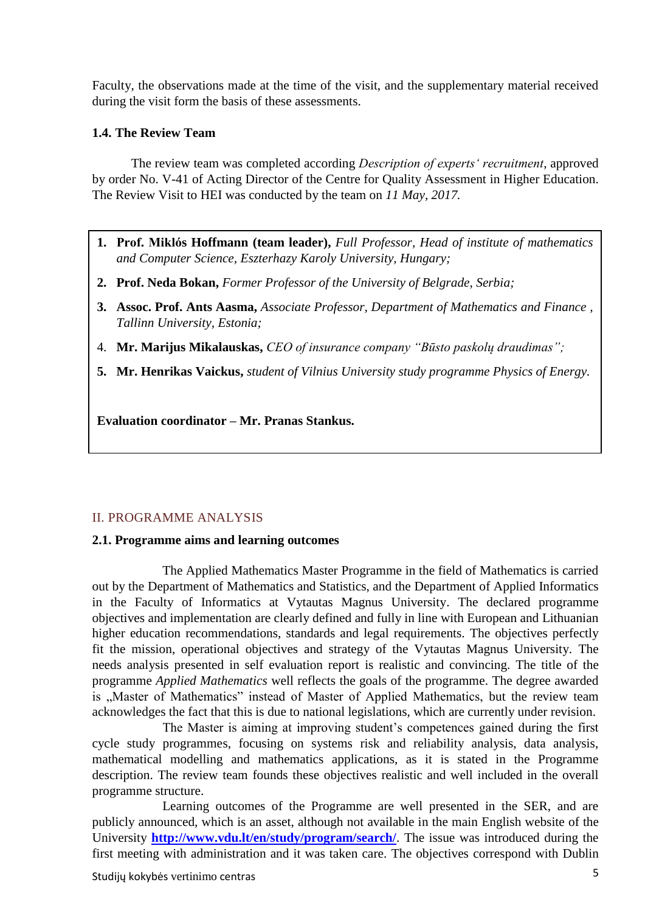Faculty, the observations made at the time of the visit, and the supplementary material received during the visit form the basis of these assessments.

### 1.4. The Review Team

The review team was completed according *Description of experts' recruitment*, approved by order No. V-41 of Acting Director of the Centre for Quality Assessment in Higher Education. The Review Visit to HEI was conducted by the team on *11 May, 2017.*

1. **Prof. Miklós Hoffmann (team leader),** *Full Professor, Head of institute of mathematics and Computer Science, Eszterhazy Karoly University, Hungary;*
2. **Prof. Neda Bokan,** *Former Professor of the University of Belgrade, Serbia;*
3. **Assoc. Prof. Ants Aasma,** *Associate Professor, Department of Mathematics and Finance , Tallinn University, Estonia;*
4. **Mr. Marijus Mikalauskas,** *CEO of insurance company "Būsto paskolų draudimas";*
5. **Mr. Henrikas Vaickus,** *student of Vilnius University study programme Physics of Energy.*

**Evaluation coordinator – Mr. Pranas Stankus.**

## II. PROGRAMME ANALYSIS

### 2.1. Programme aims and learning outcomes

The Applied Mathematics Master Programme in the field of Mathematics is carried out by the Department of Mathematics and Statistics, and the Department of Applied Informatics in the Faculty of Informatics at Vytautas Magnus University. The declared programme objectives and implementation are clearly defined and fully in line with European and Lithuanian higher education recommendations, standards and legal requirements. The objectives perfectly fit the mission, operational objectives and strategy of the Vytautas Magnus University. The needs analysis presented in self evaluation report is realistic and convincing. The title of the programme *Applied Mathematics* well reflects the goals of the programme. The degree awarded is „Master of Mathematics" instead of Master of Applied Mathematics, but the review team acknowledges the fact that this is due to national legislations, which are currently under revision.

The Master is aiming at improving student's competences gained during the first cycle study programmes, focusing on systems risk and reliability analysis, data analysis, mathematical modelling and mathematics applications, as it is stated in the Programme description. The review team founds these objectives realistic and well included in the overall programme structure.

Learning outcomes of the Programme are well presented in the SER, and are publicly announced, which is an asset, although not available in the main English website of the University **http://www.vdu.lt/en/study/program/search/**. The issue was introduced during the first meeting with administration and it was taken care. The objectives correspond with Dublin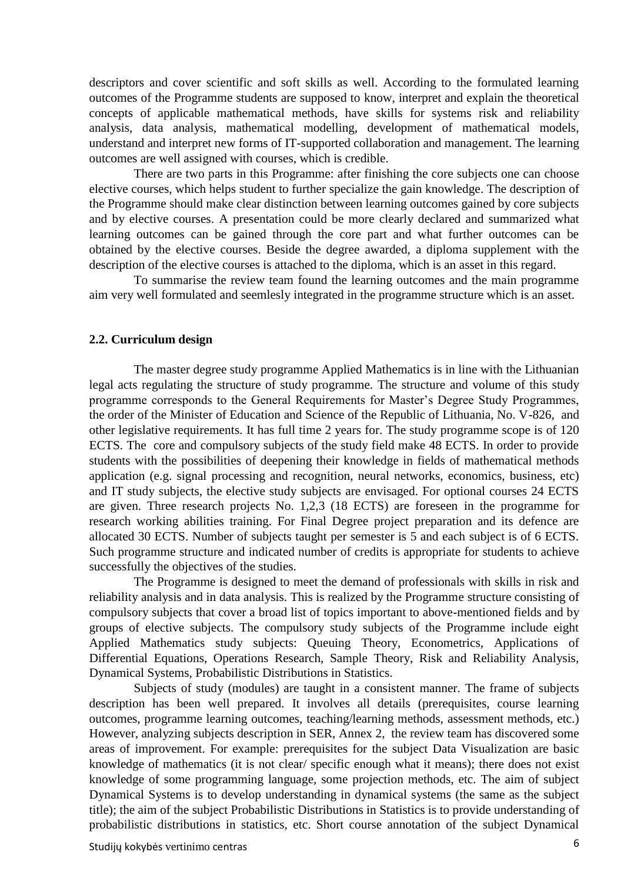descriptors and cover scientific and soft skills as well. According to the formulated learning outcomes of the Programme students are supposed to know, interpret and explain the theoretical concepts of applicable mathematical methods, have skills for systems risk and reliability analysis, data analysis, mathematical modelling, development of mathematical models, understand and interpret new forms of IT-supported collaboration and management. The learning outcomes are well assigned with courses, which is credible.

There are two parts in this Programme: after finishing the core subjects one can choose elective courses, which helps student to further specialize the gain knowledge. The description of the Programme should make clear distinction between learning outcomes gained by core subjects and by elective courses. A presentation could be more clearly declared and summarized what learning outcomes can be gained through the core part and what further outcomes can be obtained by the elective courses. Beside the degree awarded, a diploma supplement with the description of the elective courses is attached to the diploma, which is an asset in this regard.

To summarise the review team found the learning outcomes and the main programme aim very well formulated and seemlesly integrated in the programme structure which is an asset.

### 2.2. Curriculum design

The master degree study programme Applied Mathematics is in line with the Lithuanian legal acts regulating the structure of study programme. The structure and volume of this study programme corresponds to the General Requirements for Master's Degree Study Programmes, the order of the Minister of Education and Science of the Republic of Lithuania, No. V-826, and other legislative requirements. It has full time 2 years for. The study programme scope is of 120 ECTS. The core and compulsory subjects of the study field make 48 ECTS. In order to provide students with the possibilities of deepening their knowledge in fields of mathematical methods application (e.g. signal processing and recognition, neural networks, economics, business, etc) and IT study subjects, the elective study subjects are envisaged. For optional courses 24 ECTS are given. Three research projects No. 1,2,3 (18 ECTS) are foreseen in the programme for research working abilities training. For Final Degree project preparation and its defence are allocated 30 ECTS. Number of subjects taught per semester is 5 and each subject is of 6 ECTS. Such programme structure and indicated number of credits is appropriate for students to achieve successfully the objectives of the studies.

The Programme is designed to meet the demand of professionals with skills in risk and reliability analysis and in data analysis. This is realized by the Programme structure consisting of compulsory subjects that cover a broad list of topics important to above-mentioned fields and by groups of elective subjects. The compulsory study subjects of the Programme include eight Applied Mathematics study subjects: Queuing Theory, Econometrics, Applications of Differential Equations, Operations Research, Sample Theory, Risk and Reliability Analysis, Dynamical Systems, Probabilistic Distributions in Statistics.

Subjects of study (modules) are taught in a consistent manner. The frame of subjects description has been well prepared. It involves all details (prerequisites, course learning outcomes, programme learning outcomes, teaching/learning methods, assessment methods, etc.) However, analyzing subjects description in SER, Annex 2, the review team has discovered some areas of improvement. For example: prerequisites for the subject Data Visualization are basic knowledge of mathematics (it is not clear/ specific enough what it means); there does not exist knowledge of some programming language, some projection methods, etc. The aim of subject Dynamical Systems is to develop understanding in dynamical systems (the same as the subject title); the aim of the subject Probabilistic Distributions in Statistics is to provide understanding of probabilistic distributions in statistics, etc. Short course annotation of the subject Dynamical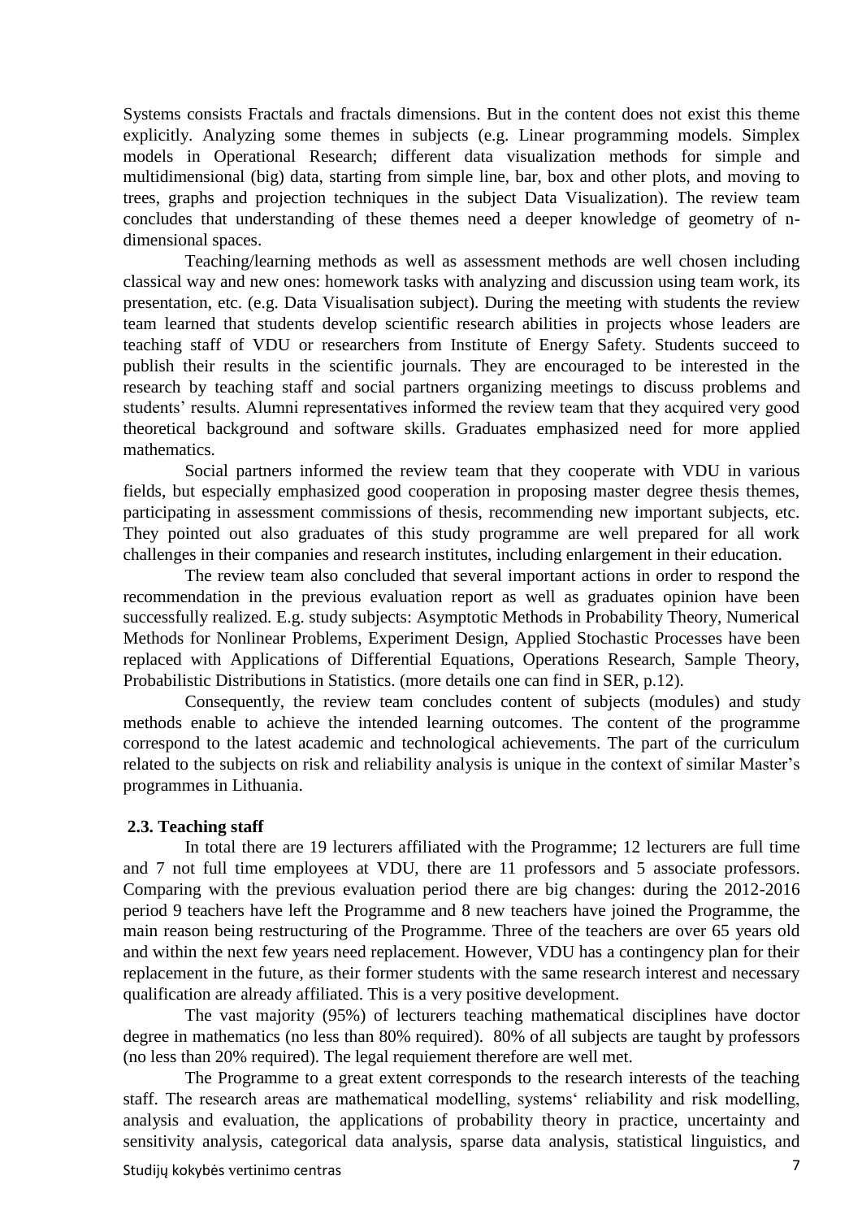Systems consists Fractals and fractals dimensions. But in the content does not exist this theme explicitly. Analyzing some themes in subjects (e.g. Linear programming models. Simplex models in Operational Research; different data visualization methods for simple and multidimensional (big) data, starting from simple line, bar, box and other plots, and moving to trees, graphs and projection techniques in the subject Data Visualization). The review team concludes that understanding of these themes need a deeper knowledge of geometry of n-dimensional spaces.

Teaching/learning methods as well as assessment methods are well chosen including classical way and new ones: homework tasks with analyzing and discussion using team work, its presentation, etc. (e.g. Data Visualisation subject). During the meeting with students the review team learned that students develop scientific research abilities in projects whose leaders are teaching staff of VDU or researchers from Institute of Energy Safety. Students succeed to publish their results in the scientific journals. They are encouraged to be interested in the research by teaching staff and social partners organizing meetings to discuss problems and students' results. Alumni representatives informed the review team that they acquired very good theoretical background and software skills. Graduates emphasized need for more applied mathematics.

Social partners informed the review team that they cooperate with VDU in various fields, but especially emphasized good cooperation in proposing master degree thesis themes, participating in assessment commissions of thesis, recommending new important subjects, etc. They pointed out also graduates of this study programme are well prepared for all work challenges in their companies and research institutes, including enlargement in their education.

The review team also concluded that several important actions in order to respond the recommendation in the previous evaluation report as well as graduates opinion have been successfully realized. E.g. study subjects: Asymptotic Methods in Probability Theory, Numerical Methods for Nonlinear Problems, Experiment Design, Applied Stochastic Processes have been replaced with Applications of Differential Equations, Operations Research, Sample Theory, Probabilistic Distributions in Statistics. (more details one can find in SER, p.12).

Consequently, the review team concludes content of subjects (modules) and study methods enable to achieve the intended learning outcomes. The content of the programme correspond to the latest academic and technological achievements. The part of the curriculum related to the subjects on risk and reliability analysis is unique in the context of similar Master's programmes in Lithuania.

### 2.3. Teaching staff

In total there are 19 lecturers affiliated with the Programme; 12 lecturers are full time and 7 not full time employees at VDU, there are 11 professors and 5 associate professors. Comparing with the previous evaluation period there are big changes: during the 2012-2016 period 9 teachers have left the Programme and 8 new teachers have joined the Programme, the main reason being restructuring of the Programme. Three of the teachers are over 65 years old and within the next few years need replacement. However, VDU has a contingency plan for their replacement in the future, as their former students with the same research interest and necessary qualification are already affiliated. This is a very positive development.

The vast majority (95%) of lecturers teaching mathematical disciplines have doctor degree in mathematics (no less than 80% required). 80% of all subjects are taught by professors (no less than 20% required). The legal requiement therefore are well met.

The Programme to a great extent corresponds to the research interests of the teaching staff. The research areas are mathematical modelling, systems' reliability and risk modelling, analysis and evaluation, the applications of probability theory in practice, uncertainty and sensitivity analysis, categorical data analysis, sparse data analysis, statistical linguistics, and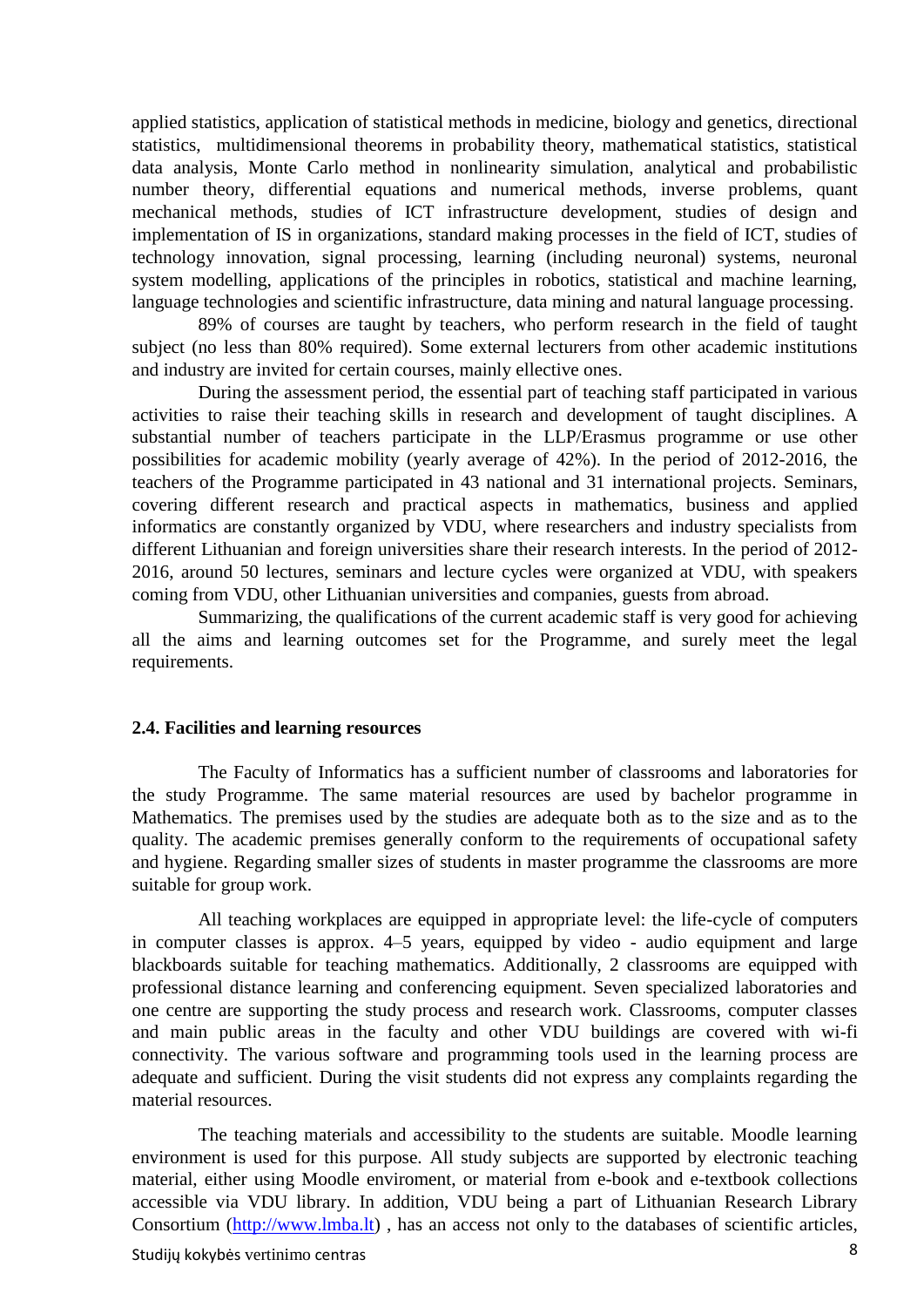applied statistics, application of statistical methods in medicine, biology and genetics, directional statistics, multidimensional theorems in probability theory, mathematical statistics, statistical data analysis, Monte Carlo method in nonlinearity simulation, analytical and probabilistic number theory, differential equations and numerical methods, inverse problems, quant mechanical methods, studies of ICT infrastructure development, studies of design and implementation of IS in organizations, standard making processes in the field of ICT, studies of technology innovation, signal processing, learning (including neuronal) systems, neuronal system modelling, applications of the principles in robotics, statistical and machine learning, language technologies and scientific infrastructure, data mining and natural language processing.

89% of courses are taught by teachers, who perform research in the field of taught subject (no less than 80% required). Some external lecturers from other academic institutions and industry are invited for certain courses, mainly ellective ones.

During the assessment period, the essential part of teaching staff participated in various activities to raise their teaching skills in research and development of taught disciplines. A substantial number of teachers participate in the LLP/Erasmus programme or use other possibilities for academic mobility (yearly average of 42%). In the period of 2012-2016, the teachers of the Programme participated in 43 national and 31 international projects. Seminars, covering different research and practical aspects in mathematics, business and applied informatics are constantly organized by VDU, where researchers and industry specialists from different Lithuanian and foreign universities share their research interests. In the period of 2012-2016, around 50 lectures, seminars and lecture cycles were organized at VDU, with speakers coming from VDU, other Lithuanian universities and companies, guests from abroad.

Summarizing, the qualifications of the current academic staff is very good for achieving all the aims and learning outcomes set for the Programme, and surely meet the legal requirements.

### 2.4. Facilities and learning resources

The Faculty of Informatics has a sufficient number of classrooms and laboratories for the study Programme. The same material resources are used by bachelor programme in Mathematics. The premises used by the studies are adequate both as to the size and as to the quality. The academic premises generally conform to the requirements of occupational safety and hygiene. Regarding smaller sizes of students in master programme the classrooms are more suitable for group work.

All teaching workplaces are equipped in appropriate level: the life-cycle of computers in computer classes is approx. 4–5 years, equipped by video - audio equipment and large blackboards suitable for teaching mathematics. Additionally, 2 classrooms are equipped with professional distance learning and conferencing equipment. Seven specialized laboratories and one centre are supporting the study process and research work. Classrooms, computer classes and main public areas in the faculty and other VDU buildings are covered with wi-fi connectivity. The various software and programming tools used in the learning process are adequate and sufficient. During the visit students did not express any complaints regarding the material resources.

The teaching materials and accessibility to the students are suitable. Moodle learning environment is used for this purpose. All study subjects are supported by electronic teaching material, either using Moodle enviroment, or material from e-book and e-textbook collections accessible via VDU library. In addition, VDU being a part of Lithuanian Research Library Consortium ([http://www.lmba.lt](http://www.lmba.lt)) , has an access not only to the databases of scientific articles,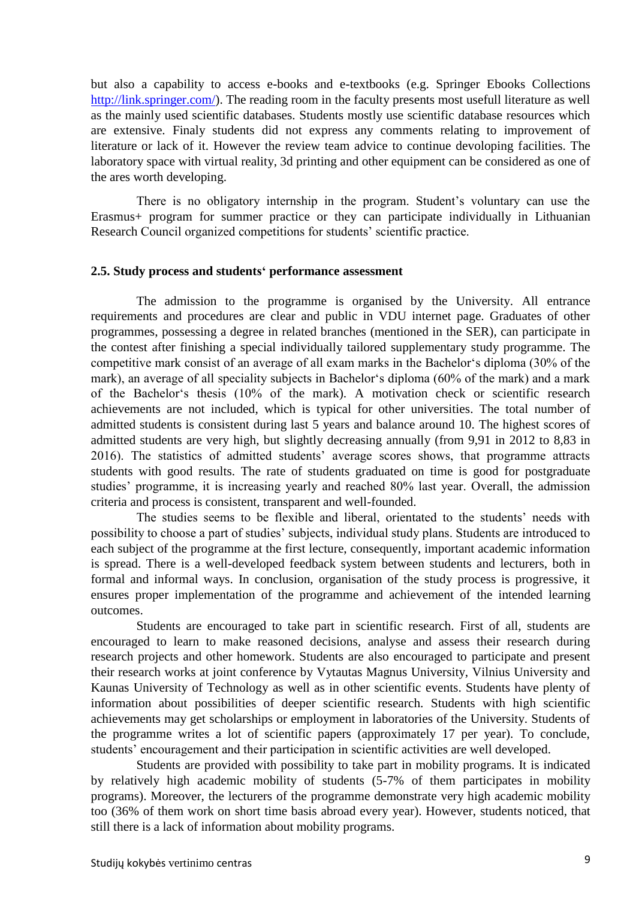but also a capability to access e-books and e-textbooks (e.g. Springer Ebooks Collections http://link.springer.com/). The reading room in the faculty presents most usefull literature as well as the mainly used scientific databases. Students mostly use scientific database resources which are extensive. Finaly students did not express any comments relating to improvement of literature or lack of it. However the review team advice to continue devoloping facilities. The laboratory space with virtual reality, 3d printing and other equipment can be considered as one of the ares worth developing.

There is no obligatory internship in the program. Student's voluntary can use the Erasmus+ program for summer practice or they can participate individually in Lithuanian Research Council organized competitions for students' scientific practice.

### 2.5. Study process and students‘ performance assessment

The admission to the programme is organised by the University. All entrance requirements and procedures are clear and public in VDU internet page. Graduates of other programmes, possessing a degree in related branches (mentioned in the SER), can participate in the contest after finishing a special individually tailored supplementary study programme. The competitive mark consist of an average of all exam marks in the Bachelor‘s diploma (30% of the mark), an average of all speciality subjects in Bachelor‘s diploma (60% of the mark) and a mark of the Bachelor‘s thesis (10% of the mark). A motivation check or scientific research achievements are not included, which is typical for other universities. The total number of admitted students is consistent during last 5 years and balance around 10. The highest scores of admitted students are very high, but slightly decreasing annually (from 9,91 in 2012 to 8,83 in 2016). The statistics of admitted students' average scores shows, that programme attracts students with good results. The rate of students graduated on time is good for postgraduate studies' programme, it is increasing yearly and reached 80% last year. Overall, the admission criteria and process is consistent, transparent and well-founded.

The studies seems to be flexible and liberal, orientated to the students' needs with possibility to choose a part of studies' subjects, individual study plans. Students are introduced to each subject of the programme at the first lecture, consequently, important academic information is spread. There is a well-developed feedback system between students and lecturers, both in formal and informal ways. In conclusion, organisation of the study process is progressive, it ensures proper implementation of the programme and achievement of the intended learning outcomes.

Students are encouraged to take part in scientific research. First of all, students are encouraged to learn to make reasoned decisions, analyse and assess their research during research projects and other homework. Students are also encouraged to participate and present their research works at joint conference by Vytautas Magnus University, Vilnius University and Kaunas University of Technology as well as in other scientific events. Students have plenty of information about possibilities of deeper scientific research. Students with high scientific achievements may get scholarships or employment in laboratories of the University. Students of the programme writes a lot of scientific papers (approximately 17 per year). To conclude, students' encouragement and their participation in scientific activities are well developed.

Students are provided with possibility to take part in mobility programs. It is indicated by relatively high academic mobility of students (5-7% of them participates in mobility programs). Moreover, the lecturers of the programme demonstrate very high academic mobility too (36% of them work on short time basis abroad every year). However, students noticed, that still there is a lack of information about mobility programs.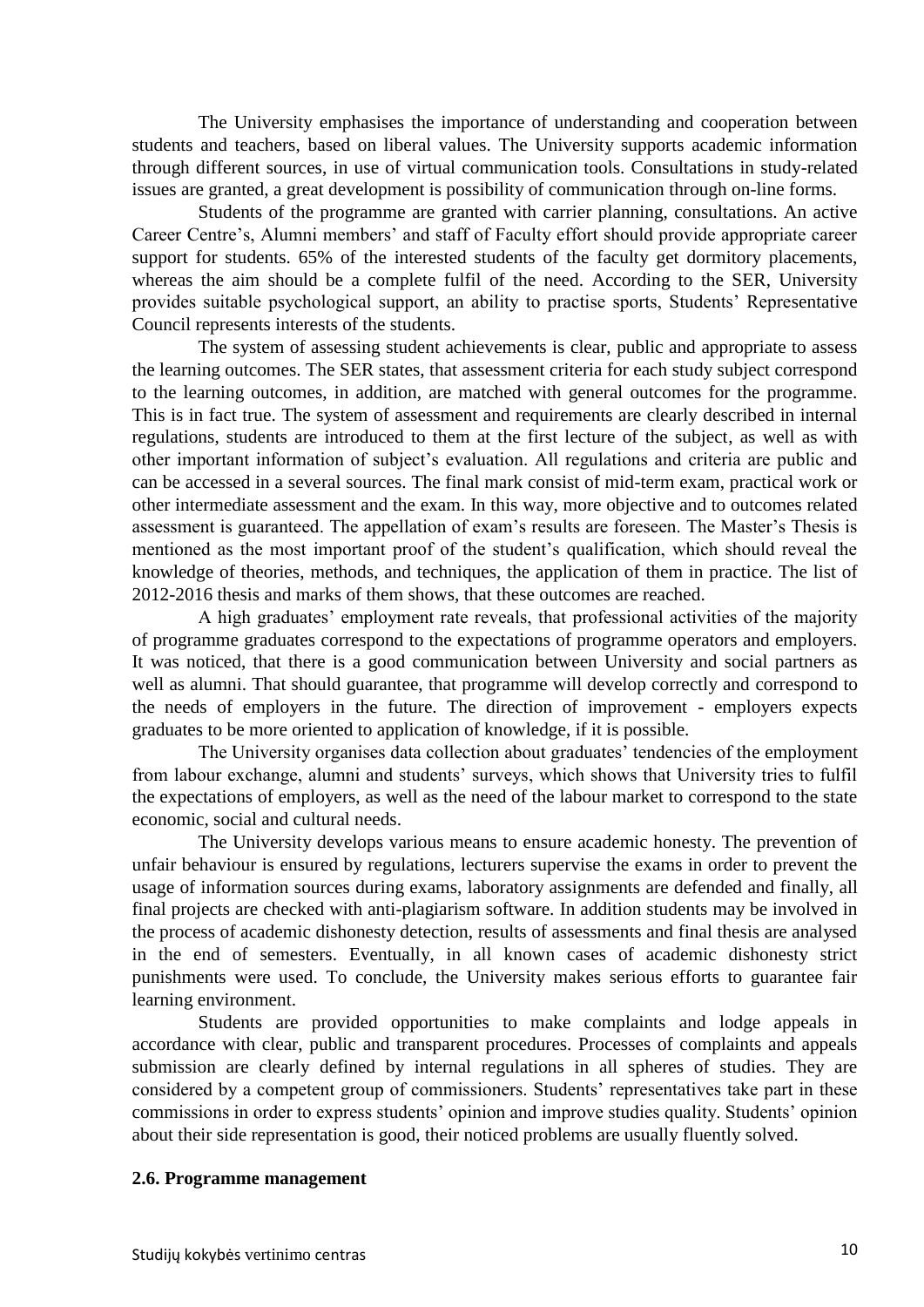The University emphasises the importance of understanding and cooperation between students and teachers, based on liberal values. The University supports academic information through different sources, in use of virtual communication tools. Consultations in study-related issues are granted, a great development is possibility of communication through on-line forms.

Students of the programme are granted with carrier planning, consultations. An active Career Centre's, Alumni members' and staff of Faculty effort should provide appropriate career support for students. 65% of the interested students of the faculty get dormitory placements, whereas the aim should be a complete fulfil of the need. According to the SER, University provides suitable psychological support, an ability to practise sports, Students' Representative Council represents interests of the students.

The system of assessing student achievements is clear, public and appropriate to assess the learning outcomes. The SER states, that assessment criteria for each study subject correspond to the learning outcomes, in addition, are matched with general outcomes for the programme. This is in fact true. The system of assessment and requirements are clearly described in internal regulations, students are introduced to them at the first lecture of the subject, as well as with other important information of subject's evaluation. All regulations and criteria are public and can be accessed in a several sources. The final mark consist of mid-term exam, practical work or other intermediate assessment and the exam. In this way, more objective and to outcomes related assessment is guaranteed. The appellation of exam's results are foreseen. The Master's Thesis is mentioned as the most important proof of the student's qualification, which should reveal the knowledge of theories, methods, and techniques, the application of them in practice. The list of 2012-2016 thesis and marks of them shows, that these outcomes are reached.

A high graduates' employment rate reveals, that professional activities of the majority of programme graduates correspond to the expectations of programme operators and employers. It was noticed, that there is a good communication between University and social partners as well as alumni. That should guarantee, that programme will develop correctly and correspond to the needs of employers in the future. The direction of improvement - employers expects graduates to be more oriented to application of knowledge, if it is possible.

The University organises data collection about graduates' tendencies of the employment from labour exchange, alumni and students' surveys, which shows that University tries to fulfil the expectations of employers, as well as the need of the labour market to correspond to the state economic, social and cultural needs.

The University develops various means to ensure academic honesty. The prevention of unfair behaviour is ensured by regulations, lecturers supervise the exams in order to prevent the usage of information sources during exams, laboratory assignments are defended and finally, all final projects are checked with anti-plagiarism software. In addition students may be involved in the process of academic dishonesty detection, results of assessments and final thesis are analysed in the end of semesters. Eventually, in all known cases of academic dishonesty strict punishments were used. To conclude, the University makes serious efforts to guarantee fair learning environment.

Students are provided opportunities to make complaints and lodge appeals in accordance with clear, public and transparent procedures. Processes of complaints and appeals submission are clearly defined by internal regulations in all spheres of studies. They are considered by a competent group of commissioners. Students' representatives take part in these commissions in order to express students' opinion and improve studies quality. Students' opinion about their side representation is good, their noticed problems are usually fluently solved.

### 2.6. Programme management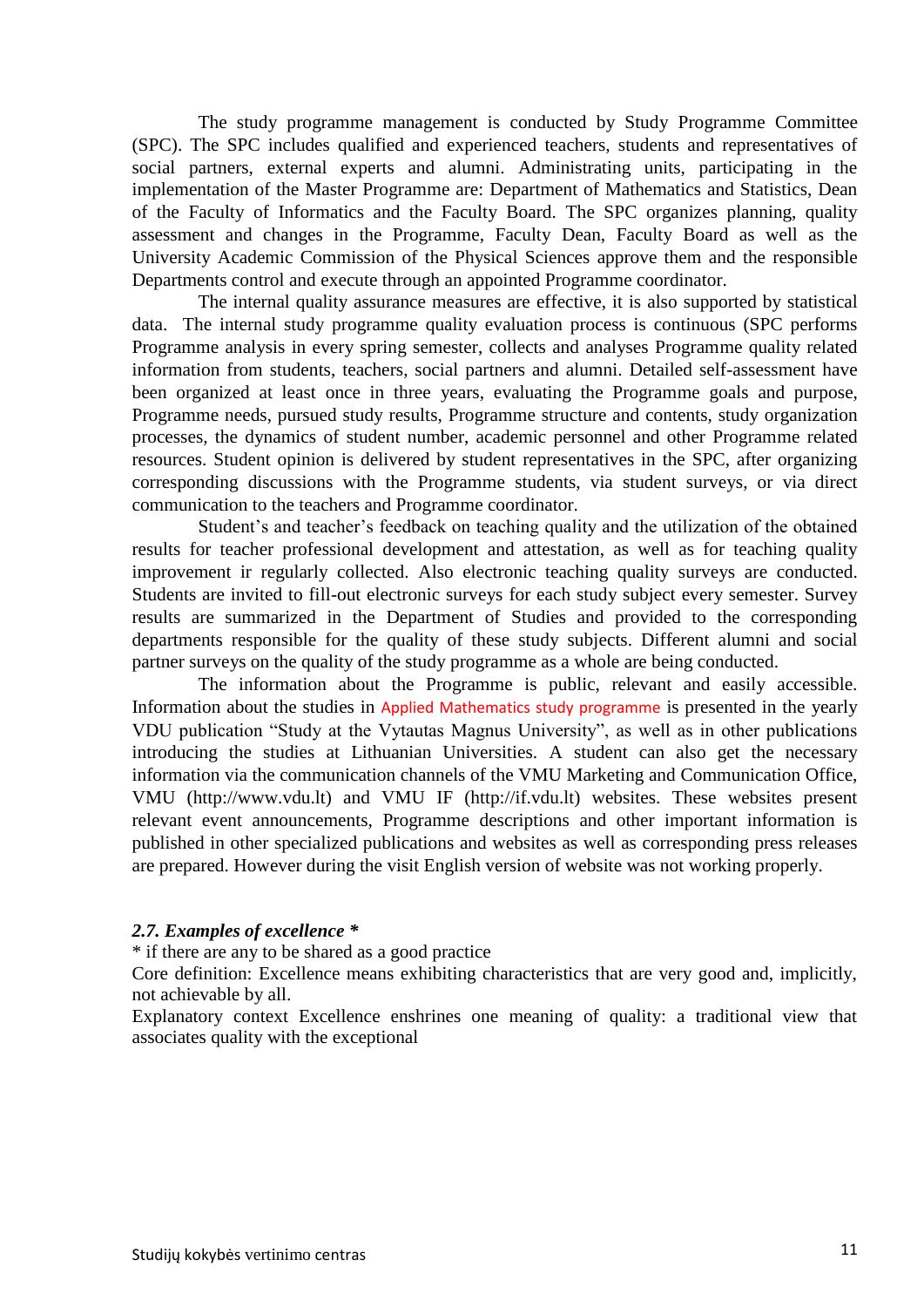The study programme management is conducted by Study Programme Committee (SPC). The SPC includes qualified and experienced teachers, students and representatives of social partners, external experts and alumni. Administrating units, participating in the implementation of the Master Programme are: Department of Mathematics and Statistics, Dean of the Faculty of Informatics and the Faculty Board. The SPC organizes planning, quality assessment and changes in the Programme, Faculty Dean, Faculty Board as well as the University Academic Commission of the Physical Sciences approve them and the responsible Departments control and execute through an appointed Programme coordinator.

The internal quality assurance measures are effective, it is also supported by statistical data. The internal study programme quality evaluation process is continuous (SPC performs Programme analysis in every spring semester, collects and analyses Programme quality related information from students, teachers, social partners and alumni. Detailed self-assessment have been organized at least once in three years, evaluating the Programme goals and purpose, Programme needs, pursued study results, Programme structure and contents, study organization processes, the dynamics of student number, academic personnel and other Programme related resources. Student opinion is delivered by student representatives in the SPC, after organizing corresponding discussions with the Programme students, via student surveys, or via direct communication to the teachers and Programme coordinator.

Student's and teacher's feedback on teaching quality and the utilization of the obtained results for teacher professional development and attestation, as well as for teaching quality improvement ir regularly collected. Also electronic teaching quality surveys are conducted. Students are invited to fill-out electronic surveys for each study subject every semester. Survey results are summarized in the Department of Studies and provided to the corresponding departments responsible for the quality of these study subjects. Different alumni and social partner surveys on the quality of the study programme as a whole are being conducted.

The information about the Programme is public, relevant and easily accessible. Information about the studies in Applied Mathematics study programme is presented in the yearly VDU publication "Study at the Vytautas Magnus University", as well as in other publications introducing the studies at Lithuanian Universities. A student can also get the necessary information via the communication channels of the VMU Marketing and Communication Office, VMU (http://www.vdu.lt) and VMU IF (http://if.vdu.lt) websites. These websites present relevant event announcements, Programme descriptions and other important information is published in other specialized publications and websites as well as corresponding press releases are prepared. However during the visit English version of website was not working properly.

***2.7. Examples of excellence \****

\* if there are any to be shared as a good practice

Core definition: Excellence means exhibiting characteristics that are very good and, implicitly, not achievable by all.

Explanatory context Excellence enshrines one meaning of quality: a traditional view that associates quality with the exceptional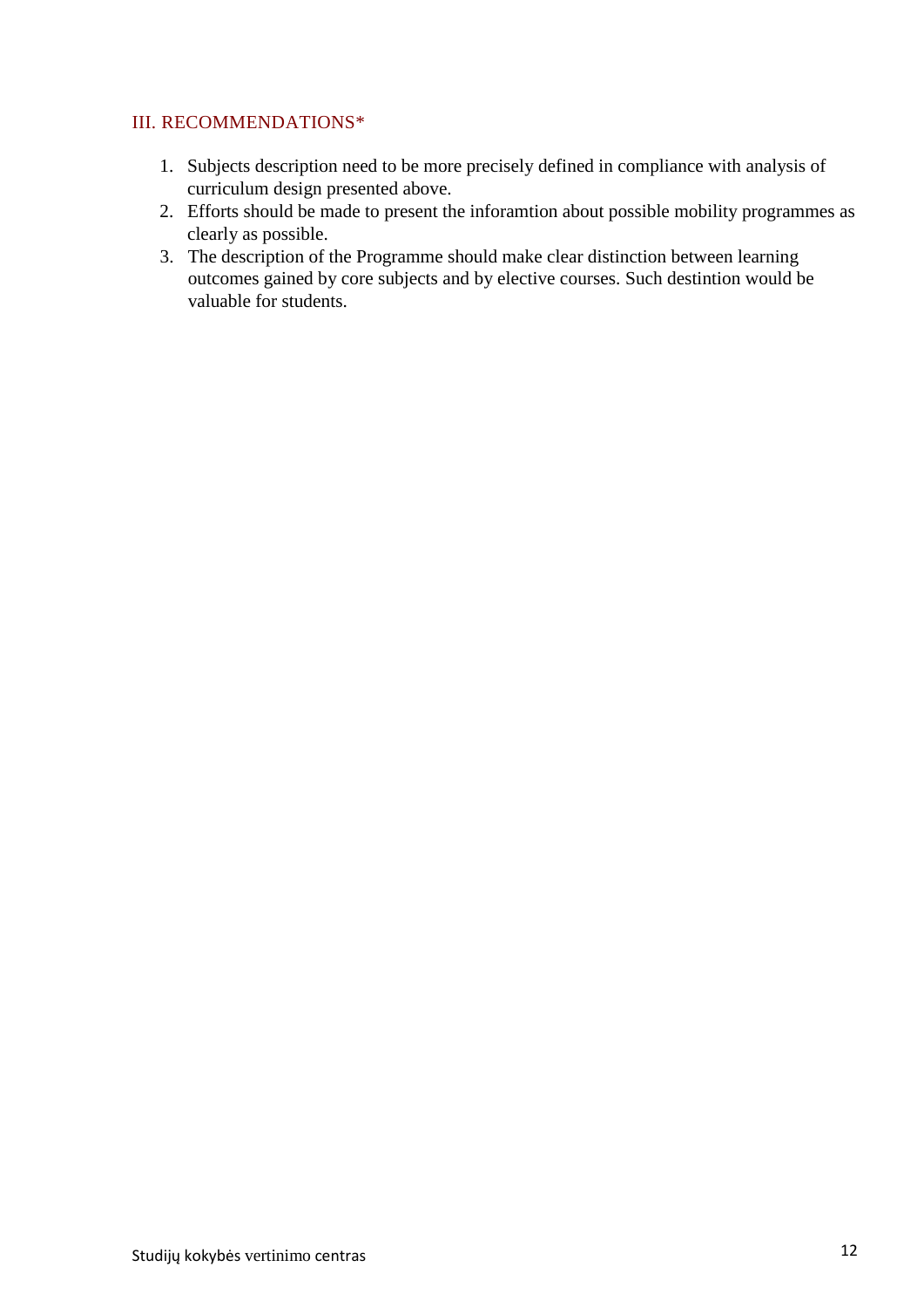## III. RECOMMENDATIONS*

1. Subjects description need to be more precisely defined in compliance with analysis of curriculum design presented above.
2. Efforts should be made to present the inforamtion about possible mobility programmes as clearly as possible.
3. The description of the Programme should make clear distinction between learning outcomes gained by core subjects and by elective courses. Such destintion would be valuable for students.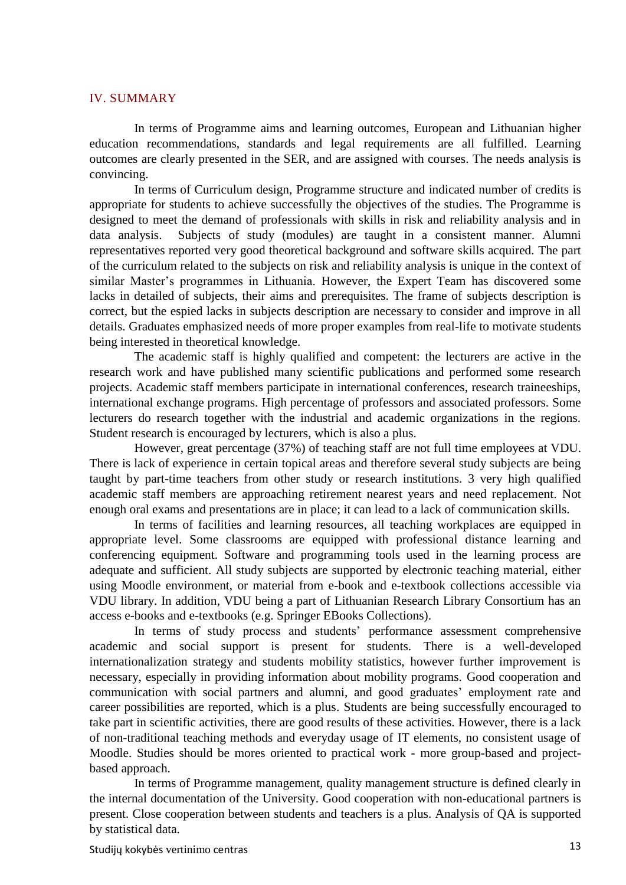## IV. SUMMARY

In terms of Programme aims and learning outcomes, European and Lithuanian higher education recommendations, standards and legal requirements are all fulfilled. Learning outcomes are clearly presented in the SER, and are assigned with courses. The needs analysis is convincing.

In terms of Curriculum design, Programme structure and indicated number of credits is appropriate for students to achieve successfully the objectives of the studies. The Programme is designed to meet the demand of professionals with skills in risk and reliability analysis and in data analysis. Subjects of study (modules) are taught in a consistent manner. Alumni representatives reported very good theoretical background and software skills acquired. The part of the curriculum related to the subjects on risk and reliability analysis is unique in the context of similar Master's programmes in Lithuania. However, the Expert Team has discovered some lacks in detailed of subjects, their aims and prerequisites. The frame of subjects description is correct, but the espied lacks in subjects description are necessary to consider and improve in all details. Graduates emphasized needs of more proper examples from real-life to motivate students being interested in theoretical knowledge.

The academic staff is highly qualified and competent: the lecturers are active in the research work and have published many scientific publications and performed some research projects. Academic staff members participate in international conferences, research traineeships, international exchange programs. High percentage of professors and associated professors. Some lecturers do research together with the industrial and academic organizations in the regions. Student research is encouraged by lecturers, which is also a plus.

However, great percentage (37%) of teaching staff are not full time employees at VDU. There is lack of experience in certain topical areas and therefore several study subjects are being taught by part-time teachers from other study or research institutions. 3 very high qualified academic staff members are approaching retirement nearest years and need replacement. Not enough oral exams and presentations are in place; it can lead to a lack of communication skills.

In terms of facilities and learning resources, all teaching workplaces are equipped in appropriate level. Some classrooms are equipped with professional distance learning and conferencing equipment. Software and programming tools used in the learning process are adequate and sufficient. All study subjects are supported by electronic teaching material, either using Moodle environment, or material from e-book and e-textbook collections accessible via VDU library. In addition, VDU being a part of Lithuanian Research Library Consortium has an access e-books and e-textbooks (e.g. Springer EBooks Collections).

In terms of study process and students' performance assessment comprehensive academic and social support is present for students. There is a well-developed internationalization strategy and students mobility statistics, however further improvement is necessary, especially in providing information about mobility programs. Good cooperation and communication with social partners and alumni, and good graduates' employment rate and career possibilities are reported, which is a plus. Students are being successfully encouraged to take part in scientific activities, there are good results of these activities. However, there is a lack of non-traditional teaching methods and everyday usage of IT elements, no consistent usage of Moodle. Studies should be mores oriented to practical work - more group-based and project-based approach.

In terms of Programme management, quality management structure is defined clearly in the internal documentation of the University. Good cooperation with non-educational partners is present. Close cooperation between students and teachers is a plus. Analysis of QA is supported by statistical data.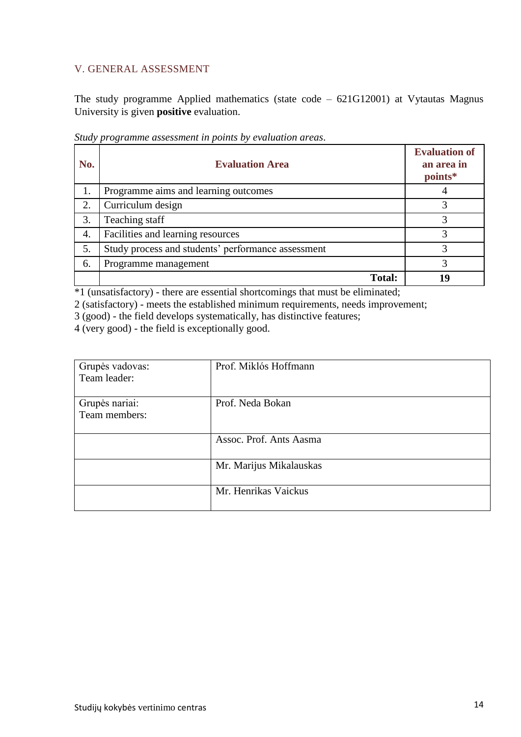## V. GENERAL ASSESSMENT

The study programme Applied mathematics (state code – 621G12001) at Vytautas Magnus University is given **positive** evaluation.

*Study programme assessment in points by evaluation areas.*

| No. | Evaluation Area | Evaluation of an area in points* |
|---|---|---|
| 1. | Programme aims and learning outcomes | 4 |
| 2. | Curriculum design | 3 |
| 3. | Teaching staff | 3 |
| 4. | Facilities and learning resources | 3 |
| 5. | Study process and students' performance assessment | 3 |
| 6. | Programme management | 3 |
| | **Total:** | **19** |

*1 (unsatisfactory) - there are essential shortcomings that must be eliminated;
2 (satisfactory) - meets the established minimum requirements, needs improvement;
3 (good) - the field develops systematically, has distinctive features;
4 (very good) - the field is exceptionally good.

| | |
|---|---|
| Grupės vadovas:<br>Team leader: | Prof. Miklós Hoffmann |
| Grupės nariai:<br>Team members: | Prof. Neda Bokan |
| | Assoc. Prof. Ants Aasma |
| | Mr. Marijus Mikalauskas |
| | Mr. Henrikas Vaickus |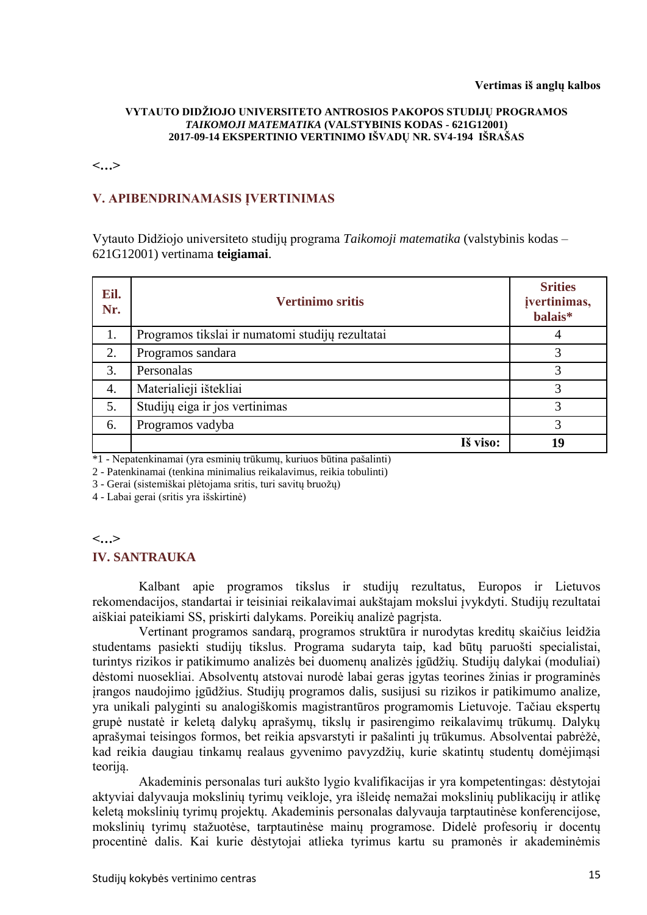**Vertimas iš anglų kalbos**

**VYTAUTO DIDŽIOJO UNIVERSITETO ANTROSIOS PAKOPOS STUDIJŲ PROGRAMOS *TAIKOMOJI MATEMATIKA* (VALSTYBINIS KODAS - 621G12001) 2017-09-14 EKSPERTINIO VERTINIMO IŠVADŲ NR. SV4-194 IŠRAŠAS**

**<...>**

## V. APIBENDRINAMASIS ĮVERTINIMAS

Vytauto Didžiojo universiteto studijų programa *Taikomoji matematika* (valstybinis kodas – 621G12001) vertinama **teigiamai**.

| Eil. Nr. | Vertinimo sritis | Srities įvertinimas, balais* |
|---|---|---|
| 1. | Programos tikslai ir numatomi studijų rezultatai | 4 |
| 2. | Programos sandara | 3 |
| 3. | Personalas | 3 |
| 4. | Materialieji ištekliai | 3 |
| 5. | Studijų eiga ir jos vertinimas | 3 |
| 6. | Programos vadyba | 3 |
| | **Iš viso:** | **19** |

*1 - Nepatenkinamai (yra esminių trūkumų, kuriuos būtina pašalinti)
2 - Patenkinamai (tenkina minimalius reikalavimus, reikia tobulinti)
3 - Gerai (sistemiškai plėtojama sritis, turi savitų bruožų)
4 - Labai gerai (sritis yra išskirtinė)

**<...>**

## IV. SANTRAUKA

Kalbant apie programos tikslus ir studijų rezultatus, Europos ir Lietuvos rekomendacijos, standartai ir teisiniai reikalavimai aukštajam mokslui įvykdyti. Studijų rezultatai aiškiai pateikiami SS, priskirti dalykams. Poreikių analizė pagrįsta.

Vertinant programos sandarą, programos struktūra ir nurodytas kreditų skaičius leidžia studentams pasiekti studijų tikslus. Programa sudaryta taip, kad būtų paruošti specialistai, turintys rizikos ir patikimumo analizės bei duomenų analizės įgūdžių. Studijų dalykai (moduliai) dėstomi nuosekliai. Absolventų atstovai nurodė labai geras įgytas teorines žinias ir programinės įrangos naudojimo įgūdžius. Studijų programos dalis, susijusi su rizikos ir patikimumo analize, yra unikali palyginti su analogiškomis magistrantūros programomis Lietuvoje. Tačiau ekspertų grupė nustatė ir keletą dalykų aprašymų, tikslų ir pasirengimo reikalavimų trūkumų. Dalykų aprašymai teisingos formos, bet reikia apsvarstyti ir pašalinti jų trūkumus. Absolventai pabrėžė, kad reikia daugiau tinkamų realaus gyvenimo pavyzdžių, kurie skatintų studentų domėjimąsi teorija.

Akademinis personalas turi aukšto lygio kvalifikacijas ir yra kompetentingas: dėstytojai aktyviai dalyvauja mokslinių tyrimų veikloje, yra išleidę nemažai mokslinių publikacijų ir atlikę keletą mokslinių tyrimų projektų. Akademinis personalas dalyvauja tarptautinėse konferencijose, mokslinių tyrimų stažuotėse, tarptautinėse mainų programose. Didelė profesorių ir docentų procentinė dalis. Kai kurie dėstytojai atlieka tyrimus kartu su pramonės ir akademinėmis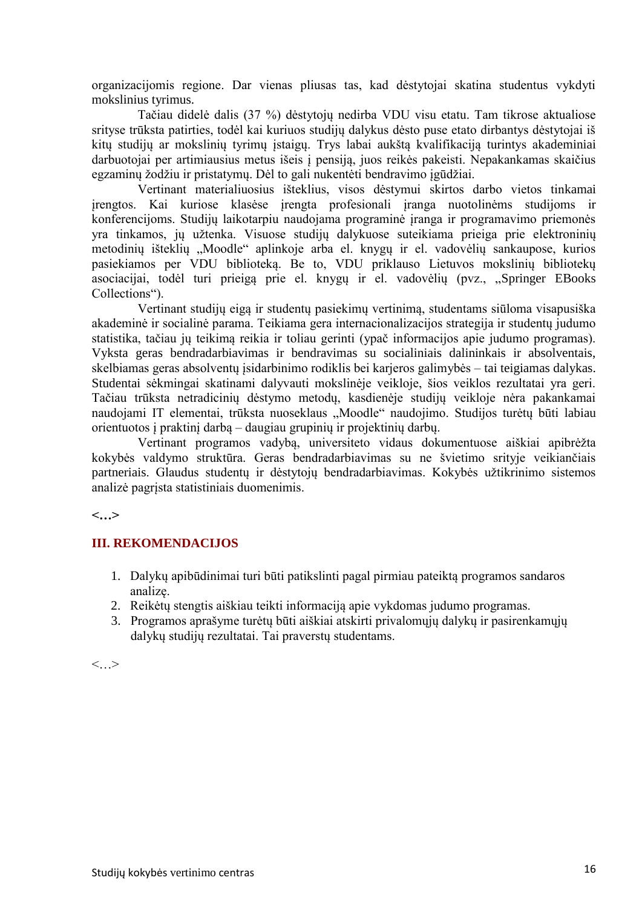organizacijomis regione. Dar vienas pliusas tas, kad dėstytojai skatina studentus vykdyti mokslinius tyrimus.

Tačiau didelė dalis (37 %) dėstytojų nedirba VDU visu etatu. Tam tikrose aktualiose srityse trūksta patirties, todėl kai kuriuos studijų dalykus dėsto puse etato dirbantys dėstytojai iš kitų studijų ar mokslinių tyrimų įstaigų. Trys labai aukštą kvalifikaciją turintys akademiniai darbuotojai per artimiausius metus išeis į pensiją, juos reikės pakeisti. Nepakankamas skaičius egzaminų žodžiu ir pristatymų. Dėl to gali nukentėti bendravimo įgūdžiai.

Vertinant materialiuosius išteklius, visos dėstymui skirtos darbo vietos tinkamai įrengtos. Kai kuriose klasėse įrengta profesionali įranga nuotolinėms studijoms ir konferencijoms. Studijų laikotarpiu naudojama programinė įranga ir programavimo priemonės yra tinkamos, jų užtenka. Visuose studijų dalykuose suteikiama prieiga prie elektroninių metodinių išteklių „Moodle" aplinkoje arba el. knygų ir el. vadovėlių sankaupose, kurios pasiekiamos per VDU biblioteką. Be to, VDU priklauso Lietuvos mokslinių bibliotekų asociacijai, todėl turi prieigą prie el. knygų ir el. vadovėlių (pvz., „Springer EBooks Collections").

Vertinant studijų eigą ir studentų pasiekimų vertinimą, studentams siūloma visapusiška akademinė ir socialinė parama. Teikiama gera internacionalizacijos strategija ir studentų judumo statistika, tačiau jų teikimą reikia ir toliau gerinti (ypač informacijos apie judumo programas). Vyksta geras bendradarbiavimas ir bendravimas su socialiniais dalininkais ir absolventais, skelbiamas geras absolventų įsidarbinimo rodiklis bei karjeros galimybės – tai teigiamas dalykas. Studentai sėkmingai skatinami dalyvauti mokslinėje veikloje, šios veiklos rezultatai yra geri. Tačiau trūksta netradicinių dėstymo metodų, kasdienėje studijų veikloje nėra pakankamai naudojami IT elementai, trūksta nuoseklaus „Moodle" naudojimo. Studijos turėtų būti labiau orientuotos į praktinį darbą – daugiau grupinių ir projektinių darbų.

Vertinant programos vadybą, universiteto vidaus dokumentuose aiškiai apibrėžta kokybės valdymo struktūra. Geras bendradarbiavimas su ne švietimo srityje veikiančiais partneriais. Glaudus studentų ir dėstytojų bendradarbiavimas. Kokybės užtikrinimo sistemos analizė pagrįsta statistiniais duomenimis.

**<…>**

## III. REKOMENDACIJOS

1. Dalykų apibūdinimai turi būti patikslinti pagal pirmiau pateiktą programos sandaros analizę.
2. Reikėtų stengtis aiškiau teikti informaciją apie vykdomas judumo programas.
3. Programos aprašyme turėtų būti aiškiai atskirti privalomųjų dalykų ir pasirenkamųjų dalykų studijų rezultatai. Tai praverstų studentams.

<…>